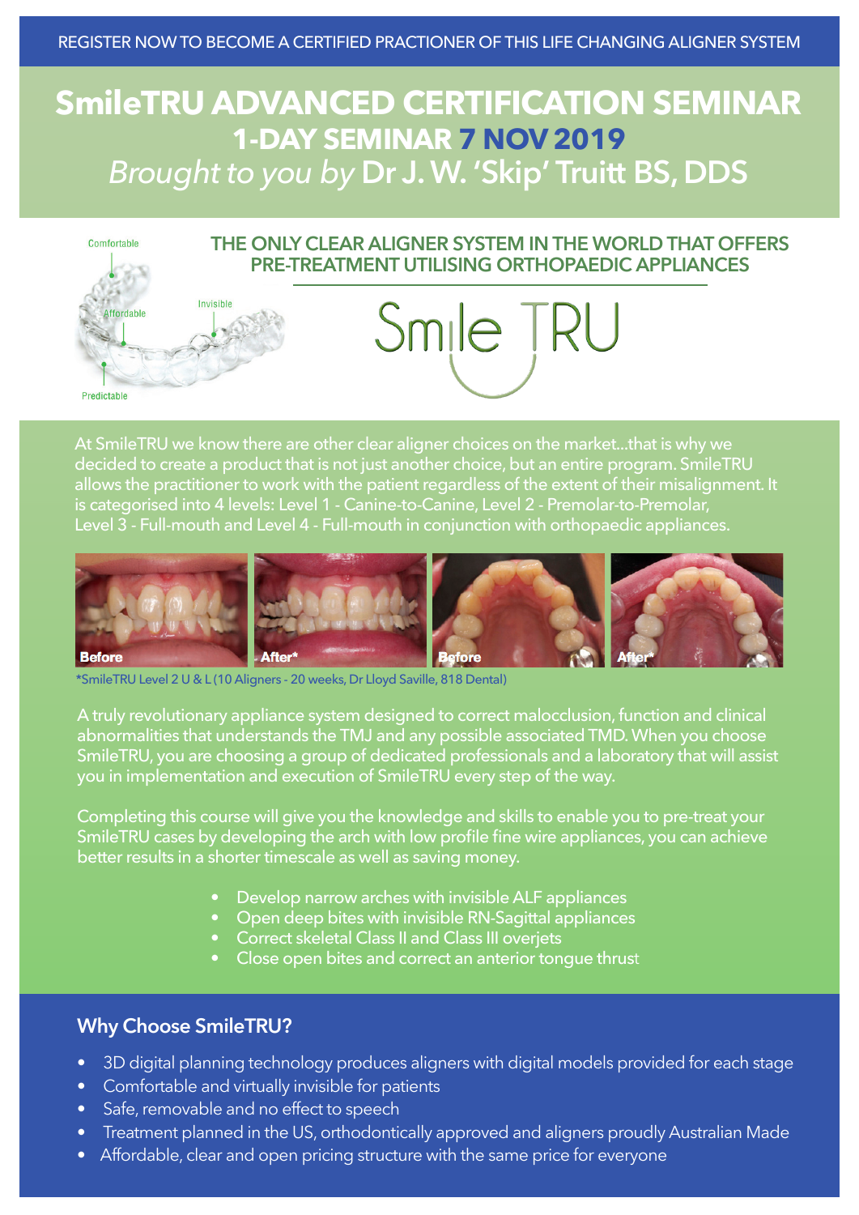REGISTER NOW TO BECOME A CERTIFIED PRACTIONER OF THIS LIFE CHANGING ALIGNER SYSTEM

# SmileTRU ADVANCED CERTIFICATION SEMINAR

## 1-DAY SEMINAR 7 NOV 2019

*Brought to you by* Dr J. W. 'Skip' Truitt BS, DDS

Comfortable

Invisible

Affordable

Predictable

### THE ONLY CLEAR ALIGNER SYSTEM IN THE WORLD THAT OFFERS PRE-TREATMENT UTILISING ORTHOPAEDIC APPLIANCES

Smile TRU

At SmileTRU we know there are other clear aligner choices on the market...that is why we decided to create a product that is not just another choice, but an entire program. SmileTRU allows the practitioner to work with the patient regardless of the extent of their misalignment. It is categorised into 4 levels: Level 1 - Canine-to-Canine, Level 2 - Premolar-to-Premolar, Level 3 - Full-mouth and Level 4 - Full-mouth in conjunction with orthopaedic appliances.

Before | After* | Before | After*

*SmileTRU Level 2 U & L (10 Aligners - 20 weeks, Dr Lloyd Saville, 818 Dental)

A truly revolutionary appliance system designed to correct malocclusion, function and clinical abnormalities that understands the TMJ and any possible associated TMD. When you choose SmileTRU, you are choosing a group of dedicated professionals and a laboratory that will assist you in implementation and execution of SmileTRU every step of the way.

Completing this course will give you the knowledge and skills to enable you to pre-treat your SmileTRU cases by developing the arch with low profile fine wire appliances, you can achieve better results in a shorter timescale as well as saving money.

- Develop narrow arches with invisible ALF appliances
- Open deep bites with invisible RN-Sagittal appliances
- Correct skeletal Class II and Class III overjets
- Close open bites and correct an anterior tongue thrust

### Why Choose SmileTRU?

- 3D digital planning technology produces aligners with digital models provided for each stage
- Comfortable and virtually invisible for patients
- Safe, removable and no effect to speech
- Treatment planned in the US, orthodontically approved and aligners proudly Australian Made
- Affordable, clear and open pricing structure with the same price for everyone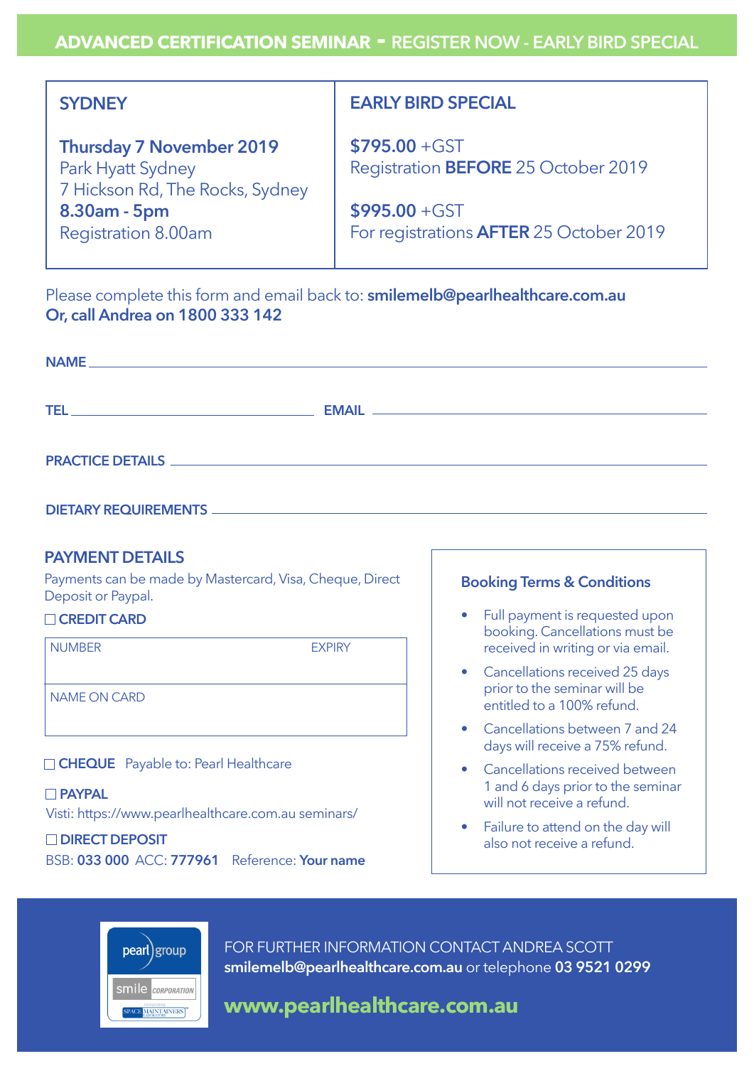## ADVANCED CERTIFICATION SEMINAR - REGISTER NOW - EARLY BIRD SPECIAL

| SYDNEY | EARLY BIRD SPECIAL |
|---|---|
| **Thursday 7 November 2019**<br>Park Hyatt Sydney<br>7 Hickson Rd, The Rocks, Sydney<br>**8.30am - 5pm**<br>Registration 8.00am | **$795.00** +GST<br>Registration **BEFORE** 25 October 2019<br><br>**$995.00** +GST<br>For registrations **AFTER** 25 October 2019 |

Please complete this form and email back to: **smilemelb@pearlhealthcare.com.au**
**Or, call Andrea on 1800 333 142**

**NAME** ____________________

**TEL** ____________________ **EMAIL** ____________________

**PRACTICE DETAILS** ____________________

**DIETARY REQUIREMENTS** ____________________

### PAYMENT DETAILS

Payments can be made by Mastercard, Visa, Cheque, Direct Deposit or Paypal.

☐ **CREDIT CARD**

| NUMBER | EXPIRY |
|---|---|
| NAME ON CARD | |

☐ **CHEQUE** Payable to: Pearl Healthcare

☐ **PAYPAL**
Visti: https://www.pearlhealthcare.com.au seminars/

☐ **DIRECT DEPOSIT**
BSB: **033 000** ACC: **777961** Reference: **Your name**

### Booking Terms & Conditions

- Full payment is requested upon booking. Cancellations must be received in writing or via email.
- Cancellations received 25 days prior to the seminar will be entitled to a 100% refund.
- Cancellations between 7 and 24 days will receive a 75% refund.
- Cancellations received between 1 and 6 days prior to the seminar will not receive a refund.
- Failure to attend on the day will also not receive a refund.

FOR FURTHER INFORMATION CONTACT ANDREA SCOTT
**smilemelb@pearlhealthcare.com.au** or telephone **03 9521 0299**

**www.pearlhealthcare.com.au**